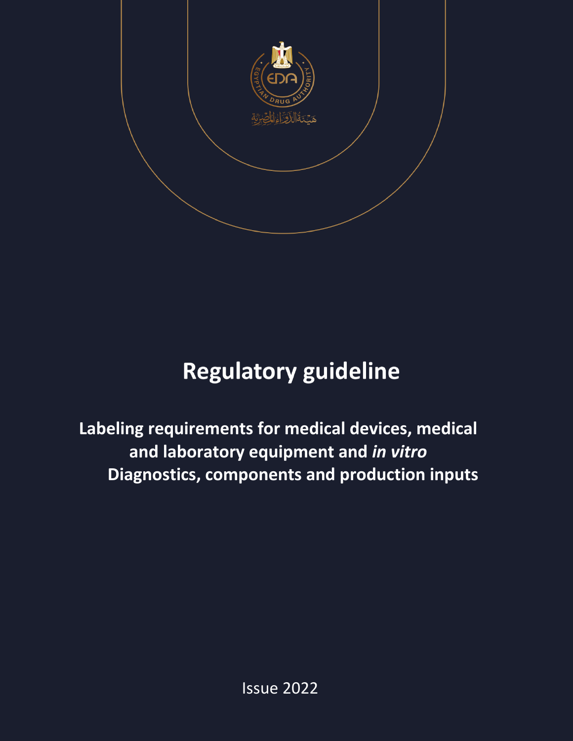# Regulatory guideline

## Labeling requirements for medical devices, medical and laboratory equipment and *in vitro* Diagnostics, components and production inputs

Issue 2022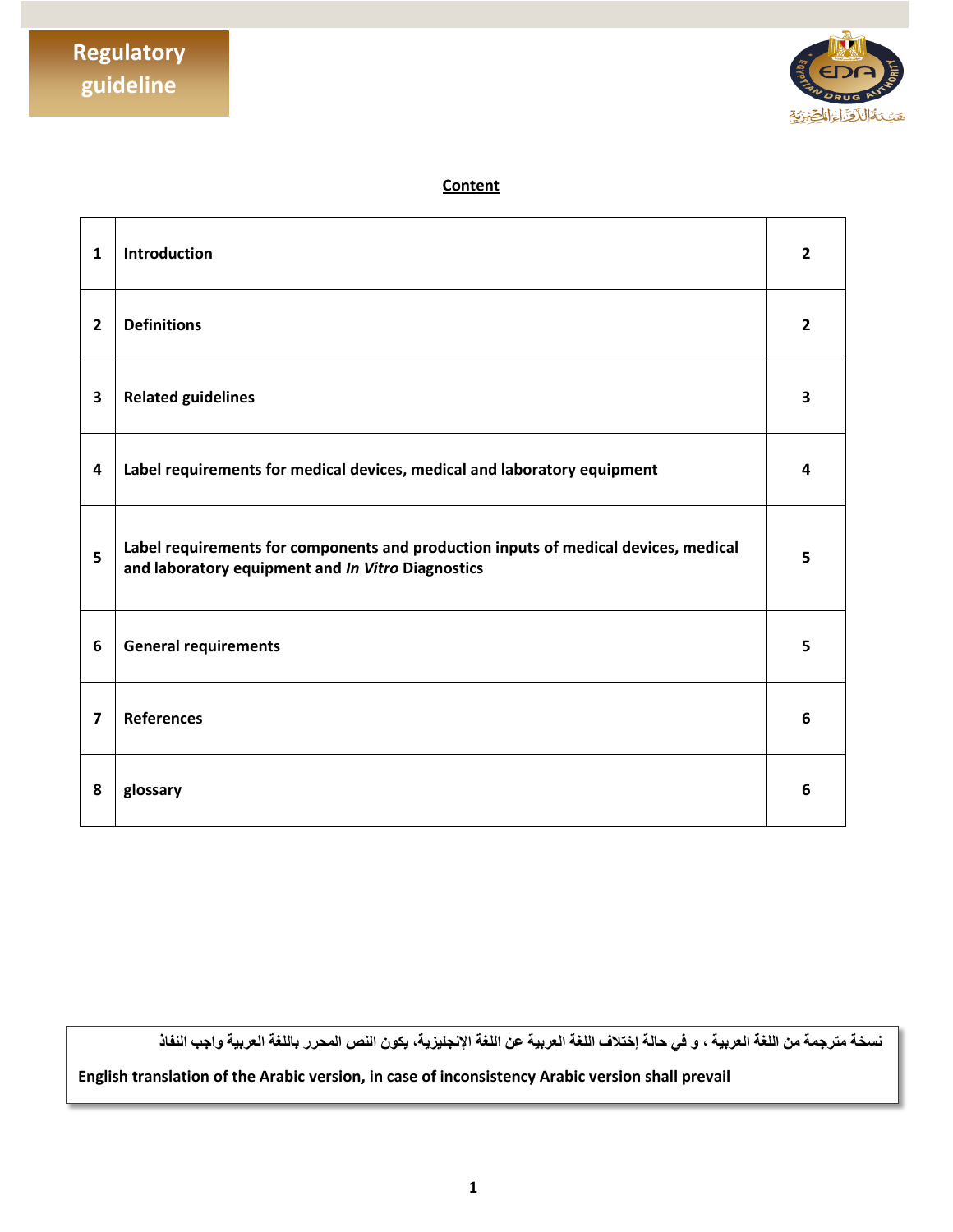**Regulatory guideline**

## Content

| | | |
|---|---|---|
| 1 | Introduction | 2 |
| 2 | Definitions | 2 |
| 3 | Related guidelines | 3 |
| 4 | Label requirements for medical devices, medical and laboratory equipment | 4 |
| 5 | Label requirements for components and production inputs of medical devices, medical and laboratory equipment and *In Vitro* Diagnostics | 5 |
| 6 | General requirements | 5 |
| 7 | References | 6 |
| 8 | glossary | 6 |

**نسخة مترجمة من اللغة العربية ، و في حالة إختلاف اللغة العربية عن اللغة الإنجليزية، يكون النص المحرر باللغة العربية واجب النفاذ**

**English translation of the Arabic version, in case of inconsistency Arabic version shall prevail**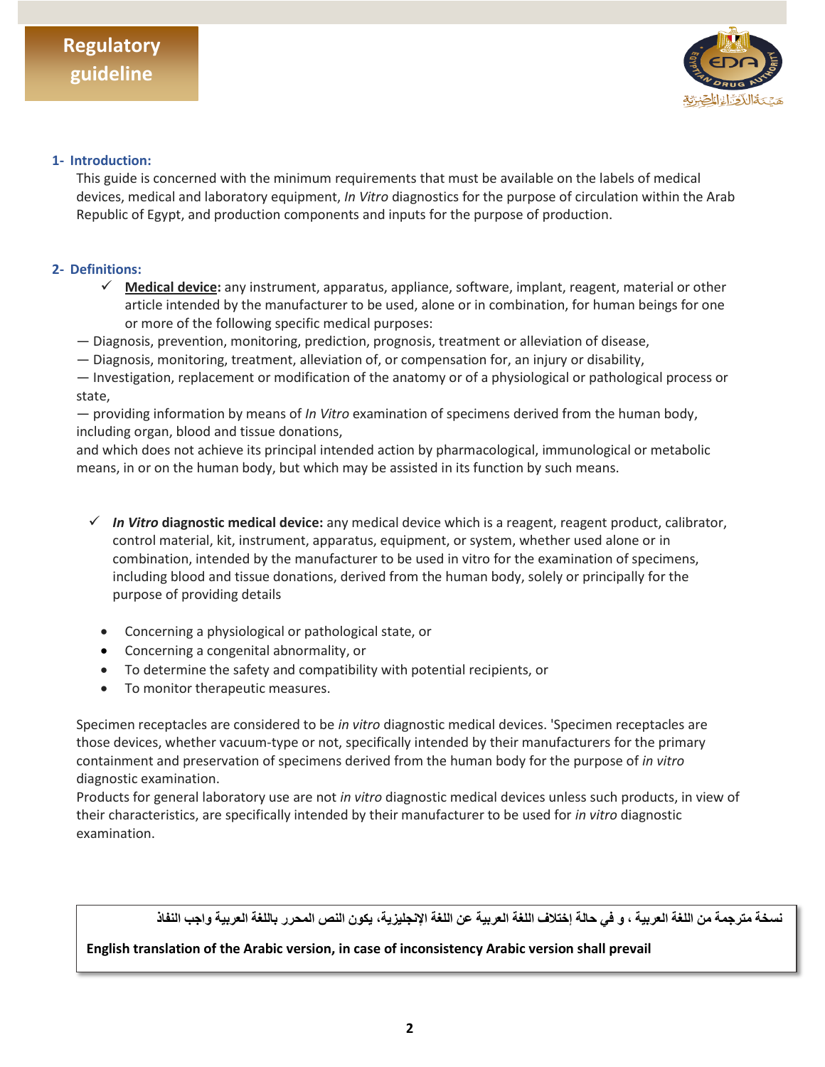## 1- Introduction:

This guide is concerned with the minimum requirements that must be available on the labels of medical devices, medical and laboratory equipment, *In Vitro* diagnostics for the purpose of circulation within the Arab Republic of Egypt, and production components and inputs for the purpose of production.

## 2- Definitions:

- ✓ **Medical device:** any instrument, apparatus, appliance, software, implant, reagent, material or other article intended by the manufacturer to be used, alone or in combination, for human beings for one or more of the following specific medical purposes:

— Diagnosis, prevention, monitoring, prediction, prognosis, treatment or alleviation of disease,

— Diagnosis, monitoring, treatment, alleviation of, or compensation for, an injury or disability,

— Investigation, replacement or modification of the anatomy or of a physiological or pathological process or state,

— providing information by means of *In Vitro* examination of specimens derived from the human body, including organ, blood and tissue donations,

and which does not achieve its principal intended action by pharmacological, immunological or metabolic means, in or on the human body, but which may be assisted in its function by such means.

- ✓ ***In Vitro* diagnostic medical device:** any medical device which is a reagent, reagent product, calibrator, control material, kit, instrument, apparatus, equipment, or system, whether used alone or in combination, intended by the manufacturer to be used in vitro for the examination of specimens, including blood and tissue donations, derived from the human body, solely or principally for the purpose of providing details

- Concerning a physiological or pathological state, or
- Concerning a congenital abnormality, or
- To determine the safety and compatibility with potential recipients, or
- To monitor therapeutic measures.

Specimen receptacles are considered to be *in vitro* diagnostic medical devices. 'Specimen receptacles are those devices, whether vacuum-type or not, specifically intended by their manufacturers for the primary containment and preservation of specimens derived from the human body for the purpose of *in vitro* diagnostic examination.

Products for general laboratory use are not *in vitro* diagnostic medical devices unless such products, in view of their characteristics, are specifically intended by their manufacturer to be used for *in vitro* diagnostic examination.

نسخة مترجمة من اللغة العربية ، و في حالة إختلاف اللغة العربية عن اللغة الإنجليزية، يكون النص المحرر باللغة العربية واجب النفاذ

**English translation of the Arabic version, in case of inconsistency Arabic version shall prevail**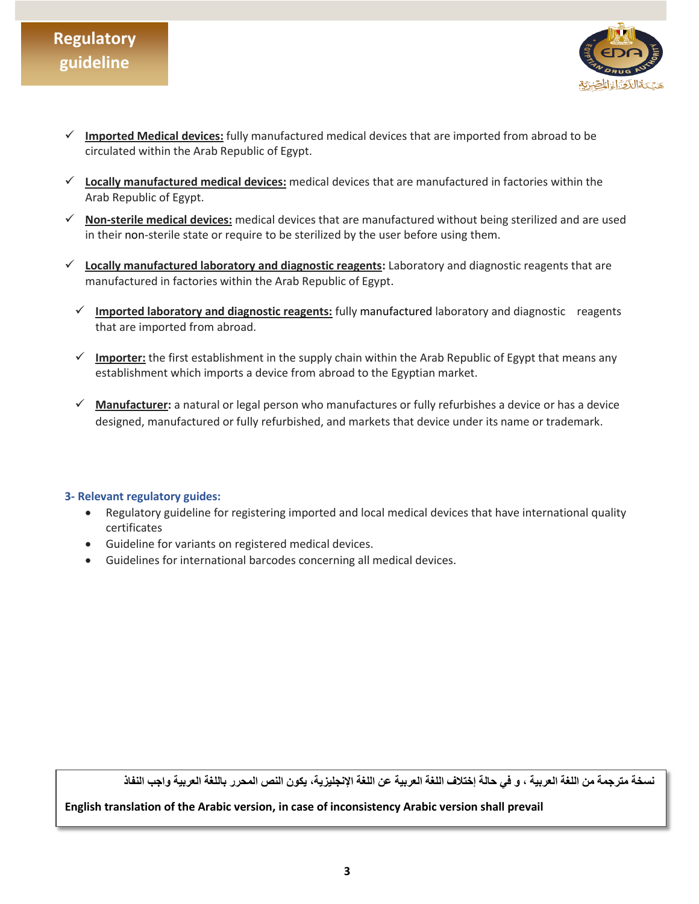- ✓ **Imported Medical devices:** fully manufactured medical devices that are imported from abroad to be circulated within the Arab Republic of Egypt.
- ✓ **Locally manufactured medical devices:** medical devices that are manufactured in factories within the Arab Republic of Egypt.
- ✓ **Non-sterile medical devices:** medical devices that are manufactured without being sterilized and are used in their non-sterile state or require to be sterilized by the user before using them.
- ✓ **Locally manufactured laboratory and diagnostic reagents:** Laboratory and diagnostic reagents that are manufactured in factories within the Arab Republic of Egypt.
- ✓ **Imported laboratory and diagnostic reagents:** fully manufactured laboratory and diagnostic reagents that are imported from abroad.
- ✓ **Importer:** the first establishment in the supply chain within the Arab Republic of Egypt that means any establishment which imports a device from abroad to the Egyptian market.
- ✓ **Manufacturer:** a natural or legal person who manufactures or fully refurbishes a device or has a device designed, manufactured or fully refurbished, and markets that device under its name or trademark.

### 3- Relevant regulatory guides:

- Regulatory guideline for registering imported and local medical devices that have international quality certificates
- Guideline for variants on registered medical devices.
- Guidelines for international barcodes concerning all medical devices.

**نسخة مترجمة من اللغة العربية ، و في حالة إختلاف اللغة العربية عن اللغة الإنجليزية، يكون النص المحرر باللغة العربية واجب النفاذ**

**English translation of the Arabic version, in case of inconsistency Arabic version shall prevail**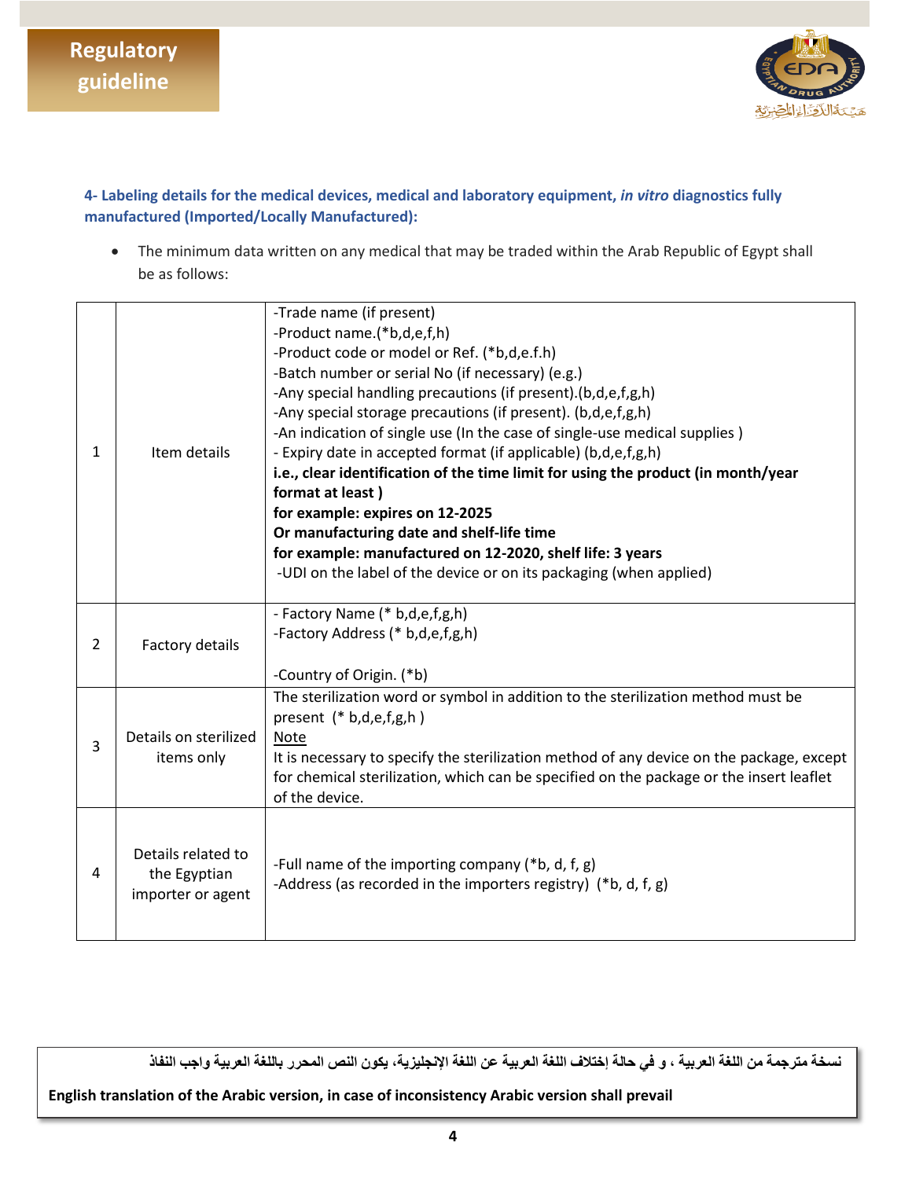### 4- Labeling details for the medical devices, medical and laboratory equipment, *in vitro* diagnostics fully manufactured (Imported/Locally Manufactured):

- The minimum data written on any medical that may be traded within the Arab Republic of Egypt shall be as follows:

| | | |
|---|---|---|
| 1 | Item details | -Trade name (if present)<br>-Product name.(*b,d,e,f,h)<br>-Product code or model or Ref. (*b,d,e.f.h)<br>-Batch number or serial No (if necessary) (e.g.)<br>-Any special handling precautions (if present).(b,d,e,f,g,h)<br>-Any special storage precautions (if present). (b,d,e,f,g,h)<br>-An indication of single use (In the case of single-use medical supplies )<br>- Expiry date in accepted format (if applicable) (b,d,e,f,g,h)<br>**i.e., clear identification of the time limit for using the product (in month/year format at least )**<br>**for example: expires on 12-2025**<br>**Or manufacturing date and shelf-life time**<br>**for example: manufactured on 12-2020, shelf life: 3 years**<br>-UDI on the label of the device or on its packaging (when applied) |
| 2 | Factory details | - Factory Name (* b,d,e,f,g,h)<br>-Factory Address (* b,d,e,f,g,h)<br><br>-Country of Origin. (*b) |
| 3 | Details on sterilized items only | The sterilization word or symbol in addition to the sterilization method must be present (* b,d,e,f,g,h )<br>Note<br>It is necessary to specify the sterilization method of any device on the package, except for chemical sterilization, which can be specified on the package or the insert leaflet of the device. |
| 4 | Details related to the Egyptian importer or agent | -Full name of the importing company (*b, d, f, g)<br>-Address (as recorded in the importers registry) (*b, d, f, g) |

**نسخة مترجمة من اللغة العربية ، و في حالة إختلاف اللغة العربية عن اللغة الإنجليزية، يكون النص المحرر باللغة العربية واجب النفاذ**

**English translation of the Arabic version, in case of inconsistency Arabic version shall prevail**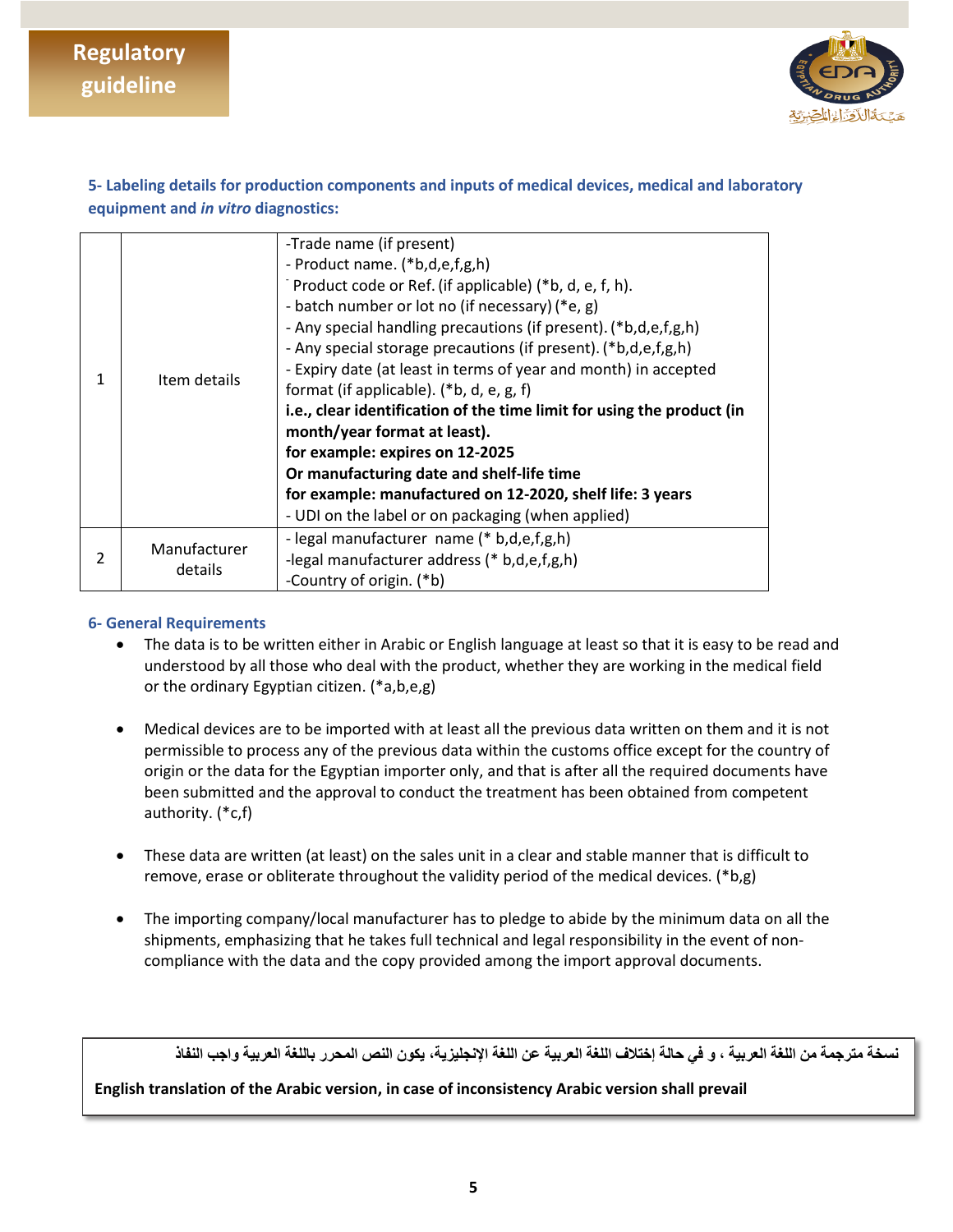### 5- Labeling details for production components and inputs of medical devices, medical and laboratory equipment and *in vitro* diagnostics:

| | | |
|---|---|---|
| 1 | Item details | -Trade name (if present)<br>- Product name. (*b,d,e,f,g,h)<br>- Product code or Ref. (if applicable) (*b, d, e, f, h).<br>- batch number or lot no (if necessary) (*e, g)<br>- Any special handling precautions (if present). (*b,d,e,f,g,h)<br>- Any special storage precautions (if present). (*b,d,e,f,g,h)<br>- Expiry date (at least in terms of year and month) in accepted format (if applicable). (*b, d, e, g, f)<br>**i.e., clear identification of the time limit for using the product (in month/year format at least).**<br>**for example: expires on 12-2025**<br>**Or manufacturing date and shelf-life time**<br>**for example: manufactured on 12-2020, shelf life: 3 years**<br>- UDI on the label or on packaging (when applied) |
| 2 | Manufacturer details | - legal manufacturer name (* b,d,e,f,g,h)<br>-legal manufacturer address (* b,d,e,f,g,h)<br>-Country of origin. (*b) |

### 6- General Requirements

- The data is to be written either in Arabic or English language at least so that it is easy to be read and understood by all those who deal with the product, whether they are working in the medical field or the ordinary Egyptian citizen. (*a,b,e,g)

- Medical devices are to be imported with at least all the previous data written on them and it is not permissible to process any of the previous data within the customs office except for the country of origin or the data for the Egyptian importer only, and that is after all the required documents have been submitted and the approval to conduct the treatment has been obtained from competent authority. (*c,f)

- These data are written (at least) on the sales unit in a clear and stable manner that is difficult to remove, erase or obliterate throughout the validity period of the medical devices. (*b,g)

- The importing company/local manufacturer has to pledge to abide by the minimum data on all the shipments, emphasizing that he takes full technical and legal responsibility in the event of non-compliance with the data and the copy provided among the import approval documents.

**نسخة مترجمة من اللغة العربية ، و في حالة إختلاف اللغة العربية عن اللغة الإنجليزية، يكون النص المحرر باللغة العربية واجب النفاذ**

**English translation of the Arabic version, in case of inconsistency Arabic version shall prevail**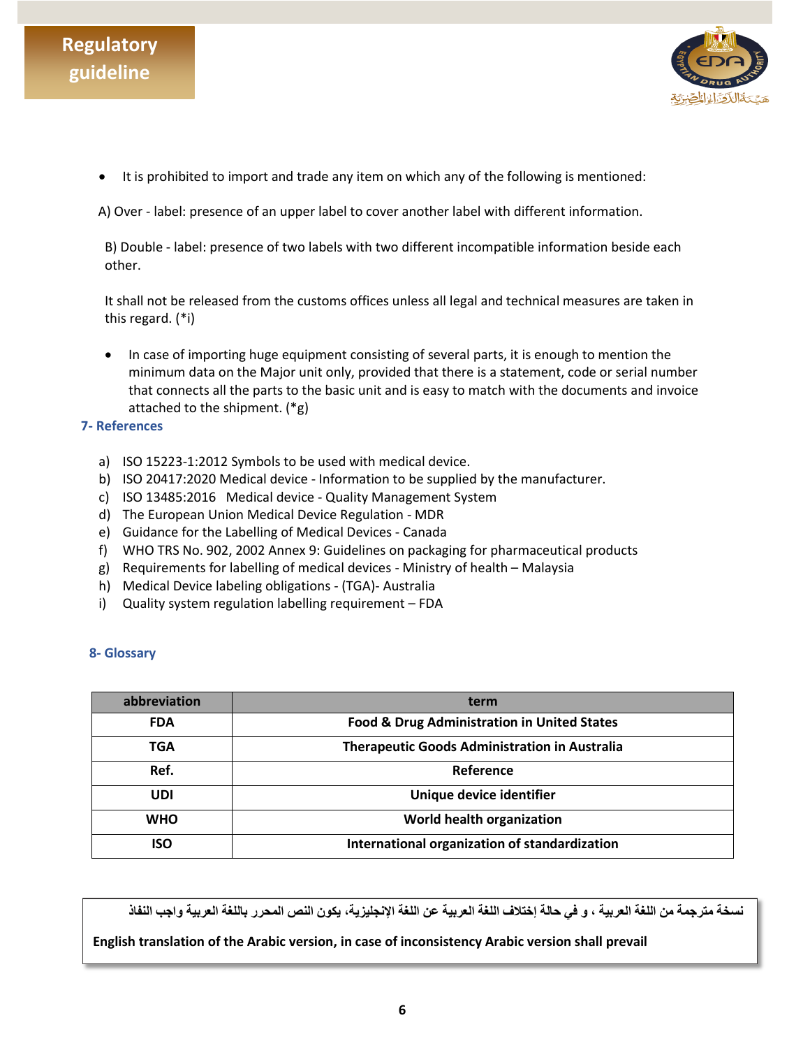- It is prohibited to import and trade any item on which any of the following is mentioned:

A) Over - label: presence of an upper label to cover another label with different information.

B) Double - label: presence of two labels with two different incompatible information beside each other.

It shall not be released from the customs offices unless all legal and technical measures are taken in this regard. (*i)

- In case of importing huge equipment consisting of several parts, it is enough to mention the minimum data on the Major unit only, provided that there is a statement, code or serial number that connects all the parts to the basic unit and is easy to match with the documents and invoice attached to the shipment. (*g)

## 7- References

a) ISO 15223-1:2012 Symbols to be used with medical device.
b) ISO 20417:2020 Medical device - Information to be supplied by the manufacturer.
c) ISO 13485:2016 Medical device - Quality Management System
d) The European Union Medical Device Regulation - MDR
e) Guidance for the Labelling of Medical Devices - Canada
f) WHO TRS No. 902, 2002 Annex 9: Guidelines on packaging for pharmaceutical products
g) Requirements for labelling of medical devices - Ministry of health – Malaysia
h) Medical Device labeling obligations - (TGA)- Australia
i) Quality system regulation labelling requirement – FDA

## 8- Glossary

| abbreviation | term |
|---|---|
| FDA | Food & Drug Administration in United States |
| TGA | Therapeutic Goods Administration in Australia |
| Ref. | Reference |
| UDI | Unique device identifier |
| WHO | World health organization |
| ISO | International organization of standardization |

**نسخة مترجمة من اللغة العربية ، و في حالة إختلاف اللغة العربية عن اللغة الإنجليزية، يكون النص المحرر باللغة العربية واجب النفاذ**

**English translation of the Arabic version, in case of inconsistency Arabic version shall prevail**